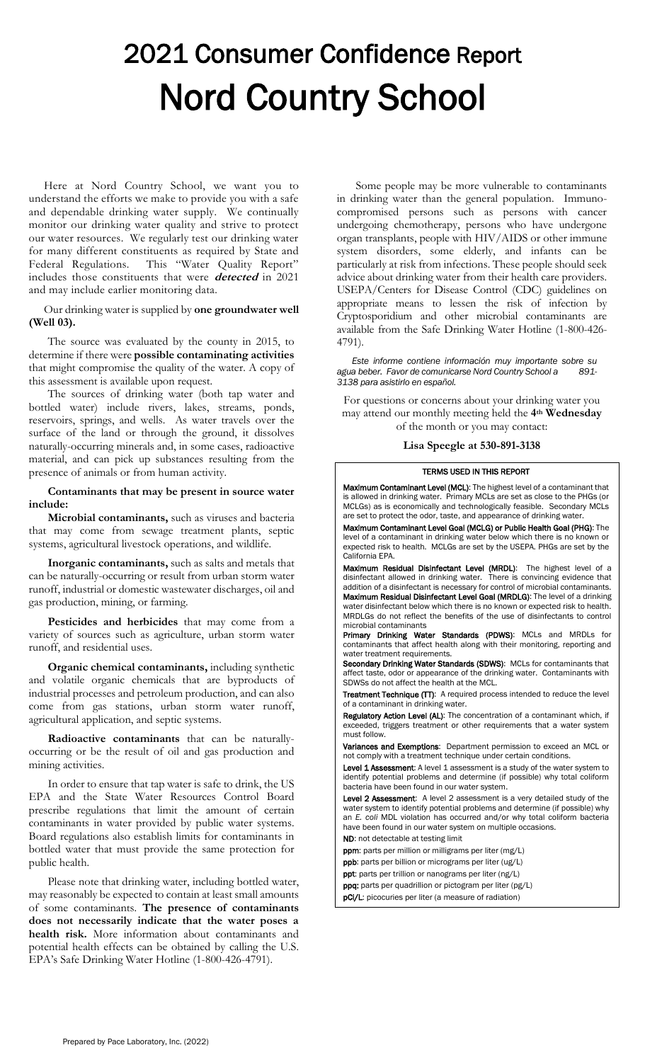# 2021 Consumer Confidence Report

# Nord Country School

Here at Nord Country School, we want you to understand the efforts we make to provide you with a safe and dependable drinking water supply. We continually monitor our drinking water quality and strive to protect our water resources. We regularly test our drinking water for many different constituents as required by State and Federal Regulations. This "Water Quality Report" includes those constituents that were ***detected*** in 2021 and may include earlier monitoring data.

Our drinking water is supplied by **one groundwater well (Well 03).**

The source was evaluated by the county in 2015, to determine if there were **possible contaminating activities** that might compromise the quality of the water. A copy of this assessment is available upon request.

The sources of drinking water (both tap water and bottled water) include rivers, lakes, streams, ponds, reservoirs, springs, and wells. As water travels over the surface of the land or through the ground, it dissolves naturally-occurring minerals and, in some cases, radioactive material, and can pick up substances resulting from the presence of animals or from human activity.

**Contaminants that may be present in source water include:**

**Microbial contaminants,** such as viruses and bacteria that may come from sewage treatment plants, septic systems, agricultural livestock operations, and wildlife.

**Inorganic contaminants,** such as salts and metals that can be naturally-occurring or result from urban storm water runoff, industrial or domestic wastewater discharges, oil and gas production, mining, or farming.

**Pesticides and herbicides** that may come from a variety of sources such as agriculture, urban storm water runoff, and residential uses.

**Organic chemical contaminants,** including synthetic and volatile organic chemicals that are byproducts of industrial processes and petroleum production, and can also come from gas stations, urban storm water runoff, agricultural application, and septic systems.

**Radioactive contaminants** that can be naturally-occurring or be the result of oil and gas production and mining activities.

In order to ensure that tap water is safe to drink, the US EPA and the State Water Resources Control Board prescribe regulations that limit the amount of certain contaminants in water provided by public water systems. Board regulations also establish limits for contaminants in bottled water that must provide the same protection for public health.

Please note that drinking water, including bottled water, may reasonably be expected to contain at least small amounts of some contaminants. **The presence of contaminants does not necessarily indicate that the water poses a health risk.** More information about contaminants and potential health effects can be obtained by calling the U.S. EPA's Safe Drinking Water Hotline (1-800-426-4791).

Some people may be more vulnerable to contaminants in drinking water than the general population. Immuno-compromised persons such as persons with cancer undergoing chemotherapy, persons who have undergone organ transplants, people with HIV/AIDS or other immune system disorders, some elderly, and infants can be particularly at risk from infections. These people should seek advice about drinking water from their health care providers. USEPA/Centers for Disease Control (CDC) guidelines on appropriate means to lessen the risk of infection by Cryptosporidium and other microbial contaminants are available from the Safe Drinking Water Hotline (1-800-426-4791).

*Este informe contiene información muy importante sobre su agua beber. Favor de comunicarse Nord Country School a 891-3138 para asistirlo en español.*

For questions or concerns about your drinking water you may attend our monthly meeting held the **4th Wednesday** of the month or you may contact:

**Lisa Speegle at 530-891-3138**

#### TERMS USED IN THIS REPORT

**Maximum Contaminant Level (MCL)**: The highest level of a contaminant that is allowed in drinking water. Primary MCLs are set as close to the PHGs (or MCLGs) as is economically and technologically feasible. Secondary MCLs are set to protect the odor, taste, and appearance of drinking water.

**Maximum Contaminant Level Goal (MCLG) or Public Health Goal (PHG)**: The level of a contaminant in drinking water below which there is no known or expected risk to health. MCLGs are set by the USEPA. PHGs are set by the California EPA.

**Maximum Residual Disinfectant Level (MRDL)**: The highest level of a disinfectant allowed in drinking water. There is convincing evidence that addition of a disinfectant is necessary for control of microbial contaminants.

**Maximum Residual Disinfectant Level Goal (MRDLG)**: The level of a drinking water disinfectant below which there is no known or expected risk to health. MRDLGs do not reflect the benefits of the use of disinfectants to control microbial contaminants

**Primary Drinking Water Standards (PDWS)**: MCLs and MRDLs for contaminants that affect health along with their monitoring, reporting and water treatment requirements.

**Secondary Drinking Water Standards (SDWS)**: MCLs for contaminants that affect taste, odor or appearance of the drinking water. Contaminants with SDWSs do not affect the health at the MCL.

**Treatment Technique (TT)**: A required process intended to reduce the level of a contaminant in drinking water.

**Regulatory Action Level (AL)**: The concentration of a contaminant which, if exceeded, triggers treatment or other requirements that a water system must follow.

**Variances and Exemptions**: Department permission to exceed an MCL or not comply with a treatment technique under certain conditions.

**Level 1 Assessment**: A level 1 assessment is a study of the water system to identify potential problems and determine (if possible) why total coliform bacteria have been found in our water system.

**Level 2 Assessment**: A level 2 assessment is a very detailed study of the water system to identify potential problems and determine (if possible) why an *E. coli* MDL violation has occurred and/or why total coliform bacteria have been found in our water system on multiple occasions.

**ND**: not detectable at testing limit

**ppm**: parts per million or milligrams per liter (mg/L)

**ppb**: parts per billion or micrograms per liter (ug/L)

**ppt**: parts per trillion or nanograms per liter (ng/L)

**ppq**: parts per quadrillion or pictogram per liter (pg/L)

**pCi/L**: picocuries per liter (a measure of radiation)

Prepared by Pace Laboratory, Inc. (2022)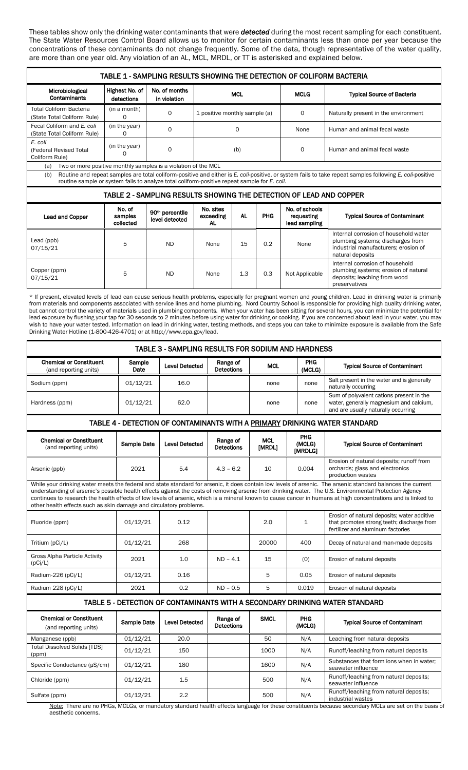These tables show only the drinking water contaminants that were ***detected*** during the most recent sampling for each constituent. The State Water Resources Control Board allows us to monitor for certain contaminants less than once per year because the concentrations of these contaminants do not change frequently. Some of the data, though representative of the water quality, are more than one year old. Any violation of an AL, MCL, MRDL, or TT is asterisked and explained below.

## TABLE 1 - SAMPLING RESULTS SHOWING THE DETECTION OF COLIFORM BACTERIA

| Microbiological Contaminants | Highest No. of detections | No. of months in violation | MCL | MCLG | Typical Source of Bacteria |
|---|---|---|---|---|---|
| Total Coliform Bacteria (State Total Coliform Rule) | (in a month) 0 | 0 | 1 positive monthly sample (a) | 0 | Naturally present in the environment |
| Fecal Coliform and *E. coli* (State Total Coliform Rule) | (in the year) 0 | 0 | 0 | None | Human and animal fecal waste |
| *E. coli* (Federal Revised Total Coliform Rule) | (in the year) 0 | 0 | (b) | 0 | Human and animal fecal waste |

(a) Two or more positive monthly samples is a violation of the MCL

(b) Routine and repeat samples are total coliform-positive and either is *E. coli*-positive, or system fails to take repeat samples following *E. coli*-positive routine sample or system fails to analyze total coliform-positive repeat sample for *E. coli*.

## TABLE 2 - SAMPLING RESULTS SHOWING THE DETECTION OF LEAD AND COPPER

| Lead and Copper | No. of samples collected | 90th percentile level detected | No. sites exceeding AL | AL | PHG | No. of schools requesting lead sampling | Typical Source of Contaminant |
|---|---|---|---|---|---|---|---|
| Lead (ppb) 07/15/21 | 5 | ND | None | 15 | 0.2 | None | Internal corrosion of household water plumbing systems; discharges from industrial manufacturers; erosion of natural deposits |
| Copper (ppm) 07/15/21 | 5 | ND | None | 1.3 | 0.3 | Not Applicable | Internal corrosion of household plumbing systems; erosion of natural deposits; leaching from wood preservatives |

* If present, elevated levels of lead can cause serious health problems, especially for pregnant women and young children. Lead in drinking water is primarily from materials and components associated with service lines and home plumbing. Nord Country School is responsible for providing high quality drinking water, but cannot control the variety of materials used in plumbing components. When your water has been sitting for several hours, you can minimize the potential for lead exposure by flushing your tap for 30 seconds to 2 minutes before using water for drinking or cooking. If you are concerned about lead in your water, you may wish to have your water tested. Information on lead in drinking water, testing methods, and steps you can take to minimize exposure is available from the Safe Drinking Water Hotline (1-800-426-4701) or at http://www.epa.gov/lead.

## TABLE 3 - SAMPLING RESULTS FOR SODIUM AND HARDNESS

| Chemical or Constituent (and reporting units) | Sample Date | Level Detected | Range of Detections | MCL | PHG (MCLG) | Typical Source of Contaminant |
|---|---|---|---|---|---|---|
| Sodium (ppm) | 01/12/21 | 16.0 | | none | none | Salt present in the water and is generally naturally occurring |
| Hardness (ppm) | 01/12/21 | 62.0 | | none | none | Sum of polyvalent cations present in the water, generally magnesium and calcium, and are usually naturally occurring |

## TABLE 4 - DETECTION OF CONTAMINANTS WITH A PRIMARY DRINKING WATER STANDARD

| Chemical or Constituent (and reporting units) | Sample Date | Level Detected | Range of Detections | MCL [MRDL] | PHG (MCLG) [MRDLG] | Typical Source of Contaminant |
|---|---|---|---|---|---|---|
| Arsenic (ppb) | 2021 | 5.4 | 4.3 – 6.2 | 10 | 0.004 | Erosion of natural deposits; runoff from orchards; glass and electronics production wastes |
| Fluoride (ppm) | 01/12/21 | 0.12 | | 2.0 | 1 | Erosion of natural deposits; water additive that promotes strong teeth; discharge from fertilizer and aluminum factories |
| Tritium (pCi/L) | 01/12/21 | 268 | | 20000 | 400 | Decay of natural and man-made deposits |
| Gross Alpha Particle Activity (pCi/L) | 2021 | 1.0 | ND – 4.1 | 15 | (0) | Erosion of natural deposits |
| Radium-226 (pCi/L) | 01/12/21 | 0.16 | | 5 | 0.05 | Erosion of natural deposits |
| Radium 228 (pCi/L) | 2021 | 0.2 | ND – 0.5 | 5 | 0.019 | Erosion of natural deposits |

While your drinking water meets the federal and state standard for arsenic, it does contain low levels of arsenic. The arsenic standard balances the current understanding of arsenic's possible health effects against the costs of removing arsenic from drinking water. The U.S. Environmental Protection Agency continues to research the health effects of low levels of arsenic, which is a mineral known to cause cancer in humans at high concentrations and is linked to other health effects such as skin damage and circulatory problems.

## TABLE 5 - DETECTION OF CONTAMINANTS WITH A SECONDARY DRINKING WATER STANDARD

| Chemical or Constituent (and reporting units) | Sample Date | Level Detected | Range of Detections | SMCL | PHG (MCLG) | Typical Source of Contaminant |
|---|---|---|---|---|---|---|
| Manganese (ppb) | 01/12/21 | 20.0 | | 50 | N/A | Leaching from natural deposits |
| Total Dissolved Solids [TDS] (ppm) | 01/12/21 | 150 | | 1000 | N/A | Runoff/leaching from natural deposits |
| Specific Conductance (μS/cm) | 01/12/21 | 180 | | 1600 | N/A | Substances that form ions when in water; seawater influence |
| Chloride (ppm) | 01/12/21 | 1.5 | | 500 | N/A | Runoff/leaching from natural deposits; seawater influence |
| Sulfate (ppm) | 01/12/21 | 2.2 | | 500 | N/A | Runoff/leaching from natural deposits; industrial wastes |

Note: There are no PHGs, MCLGs, or mandatory standard health effects language for these constituents because secondary MCLs are set on the basis of aesthetic concerns.